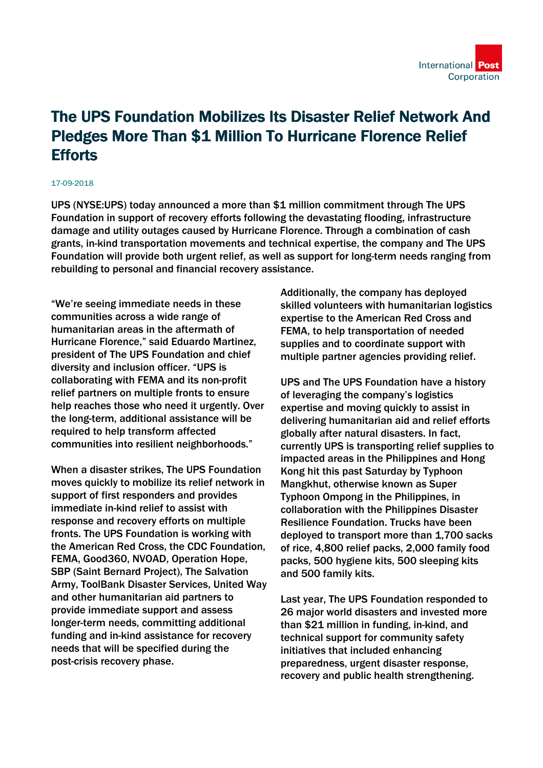# The UPS Foundation Mobilizes Its Disaster Relief Network And Pledges More Than $1 Million To Hurricane Florence Relief Efforts

17-09-2018

**UPS (NYSE:UPS) today announced a more than $1 million commitment through The UPS Foundation in support of recovery efforts following the devastating flooding, infrastructure damage and utility outages caused by Hurricane Florence. Through a combination of cash grants, in-kind transportation movements and technical expertise, the company and The UPS Foundation will provide both urgent relief, as well as support for long-term needs ranging from rebuilding to personal and financial recovery assistance.**

"We're seeing immediate needs in these communities across a wide range of humanitarian areas in the aftermath of Hurricane Florence," said Eduardo Martinez, president of The UPS Foundation and chief diversity and inclusion officer. "UPS is collaborating with FEMA and its non-profit relief partners on multiple fronts to ensure help reaches those who need it urgently. Over the long-term, additional assistance will be required to help transform affected communities into resilient neighborhoods."

When a disaster strikes, The UPS Foundation moves quickly to mobilize its relief network in support of first responders and provides immediate in-kind relief to assist with response and recovery efforts on multiple fronts. The UPS Foundation is working with the American Red Cross, the CDC Foundation, FEMA, Good360, NVOAD, Operation Hope, SBP (Saint Bernard Project), The Salvation Army, ToolBank Disaster Services, United Way and other humanitarian aid partners to provide immediate support and assess longer-term needs, committing additional funding and in-kind assistance for recovery needs that will be specified during the post-crisis recovery phase.

Additionally, the company has deployed skilled volunteers with humanitarian logistics expertise to the American Red Cross and FEMA, to help transportation of needed supplies and to coordinate support with multiple partner agencies providing relief.

UPS and The UPS Foundation have a history of leveraging the company's logistics expertise and moving quickly to assist in delivering humanitarian aid and relief efforts globally after natural disasters. In fact, currently UPS is transporting relief supplies to impacted areas in the Philippines and Hong Kong hit this past Saturday by Typhoon Mangkhut, otherwise known as Super Typhoon Ompong in the Philippines, in collaboration with the Philippines Disaster Resilience Foundation. Trucks have been deployed to transport more than 1,700 sacks of rice, 4,800 relief packs, 2,000 family food packs, 500 hygiene kits, 500 sleeping kits and 500 family kits.

Last year, The UPS Foundation responded to 26 major world disasters and invested more than $21 million in funding, in-kind, and technical support for community safety initiatives that included enhancing preparedness, urgent disaster response, recovery and public health strengthening.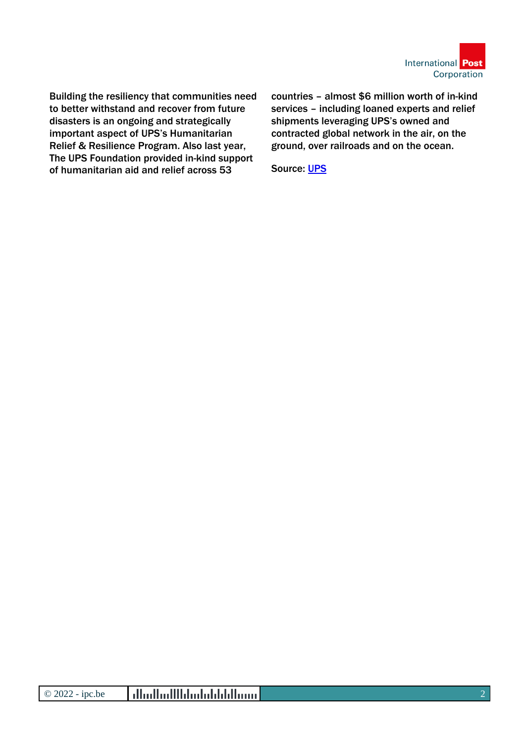**Building the resiliency that communities need to better withstand and recover from future disasters is an ongoing and strategically important aspect of UPS's Humanitarian Relief & Resilience Program. Also last year, The UPS Foundation provided in-kind support of humanitarian aid and relief across 53 countries – almost $6 million worth of in-kind services – including loaned experts and relief shipments leveraging UPS's owned and contracted global network in the air, on the ground, over railroads and on the ocean.**

**Source: UPS**